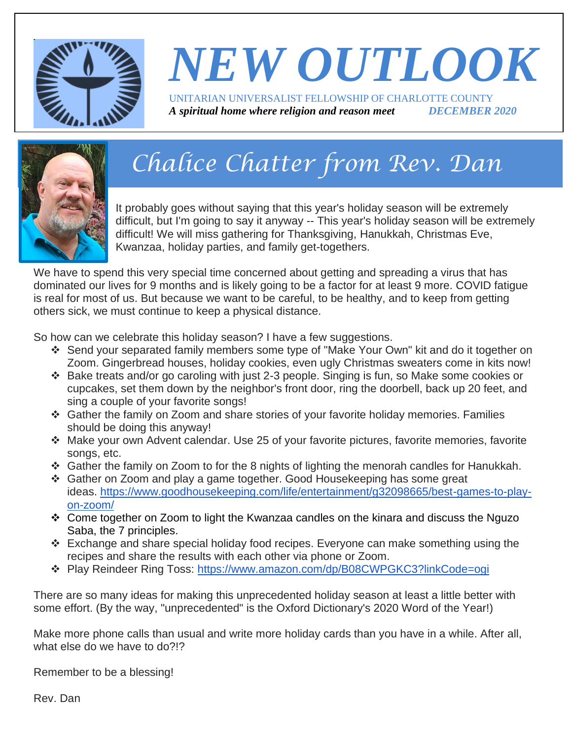# NEW OUTLOOK

UNITARIAN UNIVERSALIST FELLOWSHIP OF CHARLOTTE COUNTY

***A spiritual home where religion and reason meet*** ***DECEMBER 2020***

## Chalice Chatter from Rev. Dan

It probably goes without saying that this year's holiday season will be extremely difficult, but I'm going to say it anyway -- This year's holiday season will be extremely difficult! We will miss gathering for Thanksgiving, Hanukkah, Christmas Eve, Kwanzaa, holiday parties, and family get-togethers.

We have to spend this very special time concerned about getting and spreading a virus that has dominated our lives for 9 months and is likely going to be a factor for at least 9 more. COVID fatigue is real for most of us. But because we want to be careful, to be healthy, and to keep from getting others sick, we must continue to keep a physical distance.

So how can we celebrate this holiday season? I have a few suggestions.

- Send your separated family members some type of "Make Your Own" kit and do it together on Zoom. Gingerbread houses, holiday cookies, even ugly Christmas sweaters come in kits now!
- Bake treats and/or go caroling with just 2-3 people. Singing is fun, so Make some cookies or cupcakes, set them down by the neighbor's front door, ring the doorbell, back up 20 feet, and sing a couple of your favorite songs!
- Gather the family on Zoom and share stories of your favorite holiday memories. Families should be doing this anyway!
- Make your own Advent calendar. Use 25 of your favorite pictures, favorite memories, favorite songs, etc.
- Gather the family on Zoom to for the 8 nights of lighting the menorah candles for Hanukkah.
- Gather on Zoom and play a game together. Good Housekeeping has some great ideas. https://www.goodhousekeeping.com/life/entertainment/g32098665/best-games-to-play-on-zoom/
- Come together on Zoom to light the Kwanzaa candles on the kinara and discuss the Nguzo Saba, the 7 principles.
- Exchange and share special holiday food recipes. Everyone can make something using the recipes and share the results with each other via phone or Zoom.
- Play Reindeer Ring Toss: https://www.amazon.com/dp/B08CWPGKC3?linkCode=ogi

There are so many ideas for making this unprecedented holiday season at least a little better with some effort. (By the way, "unprecedented" is the Oxford Dictionary's 2020 Word of the Year!)

Make more phone calls than usual and write more holiday cards than you have in a while. After all, what else do we have to do?!?

Remember to be a blessing!

Rev. Dan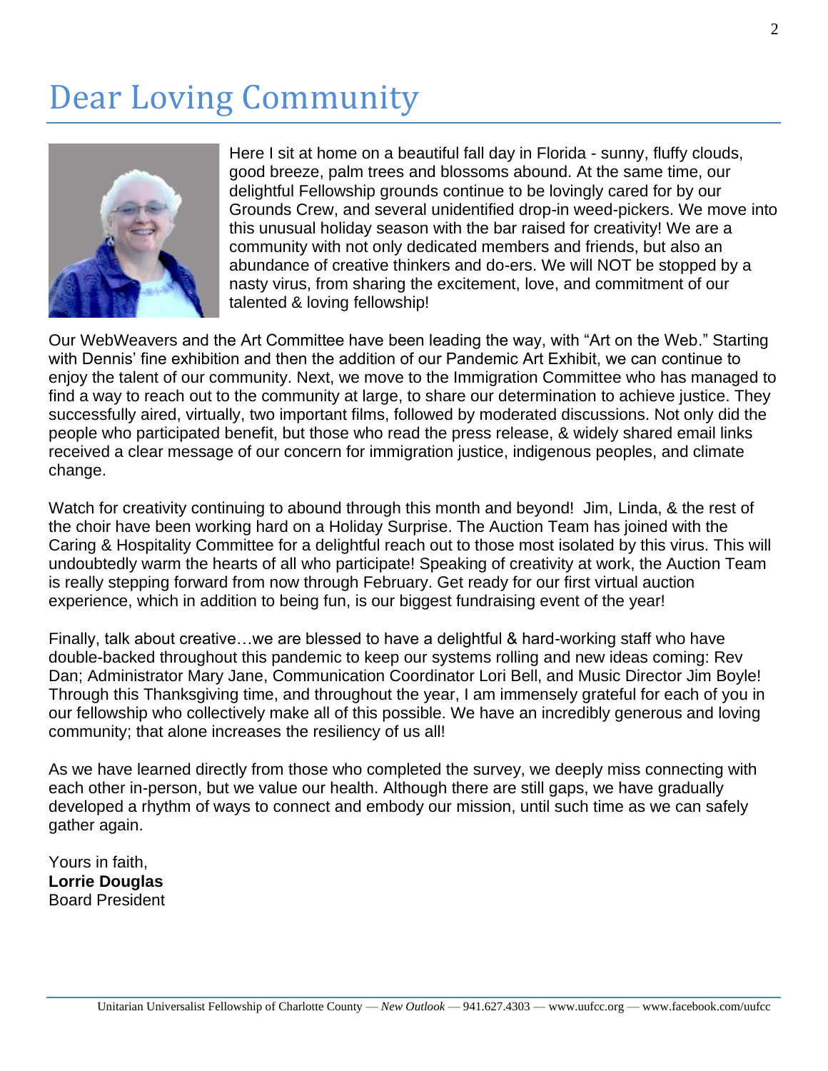# Dear Loving Community

Here I sit at home on a beautiful fall day in Florida - sunny, fluffy clouds, good breeze, palm trees and blossoms abound. At the same time, our delightful Fellowship grounds continue to be lovingly cared for by our Grounds Crew, and several unidentified drop-in weed-pickers. We move into this unusual holiday season with the bar raised for creativity! We are a community with not only dedicated members and friends, but also an abundance of creative thinkers and do-ers. We will NOT be stopped by a nasty virus, from sharing the excitement, love, and commitment of our talented & loving fellowship!

Our WebWeavers and the Art Committee have been leading the way, with "Art on the Web." Starting with Dennis' fine exhibition and then the addition of our Pandemic Art Exhibit, we can continue to enjoy the talent of our community. Next, we move to the Immigration Committee who has managed to find a way to reach out to the community at large, to share our determination to achieve justice. They successfully aired, virtually, two important films, followed by moderated discussions. Not only did the people who participated benefit, but those who read the press release, & widely shared email links received a clear message of our concern for immigration justice, indigenous peoples, and climate change.

Watch for creativity continuing to abound through this month and beyond! Jim, Linda, & the rest of the choir have been working hard on a Holiday Surprise. The Auction Team has joined with the Caring & Hospitality Committee for a delightful reach out to those most isolated by this virus. This will undoubtedly warm the hearts of all who participate! Speaking of creativity at work, the Auction Team is really stepping forward from now through February. Get ready for our first virtual auction experience, which in addition to being fun, is our biggest fundraising event of the year!

Finally, talk about creative…we are blessed to have a delightful & hard-working staff who have double-backed throughout this pandemic to keep our systems rolling and new ideas coming: Rev Dan; Administrator Mary Jane, Communication Coordinator Lori Bell, and Music Director Jim Boyle! Through this Thanksgiving time, and throughout the year, I am immensely grateful for each of you in our fellowship who collectively make all of this possible. We have an incredibly generous and loving community; that alone increases the resiliency of us all!

As we have learned directly from those who completed the survey, we deeply miss connecting with each other in-person, but we value our health. Although there are still gaps, we have gradually developed a rhythm of ways to connect and embody our mission, until such time as we can safely gather again.

Yours in faith,
**Lorrie Douglas**
Board President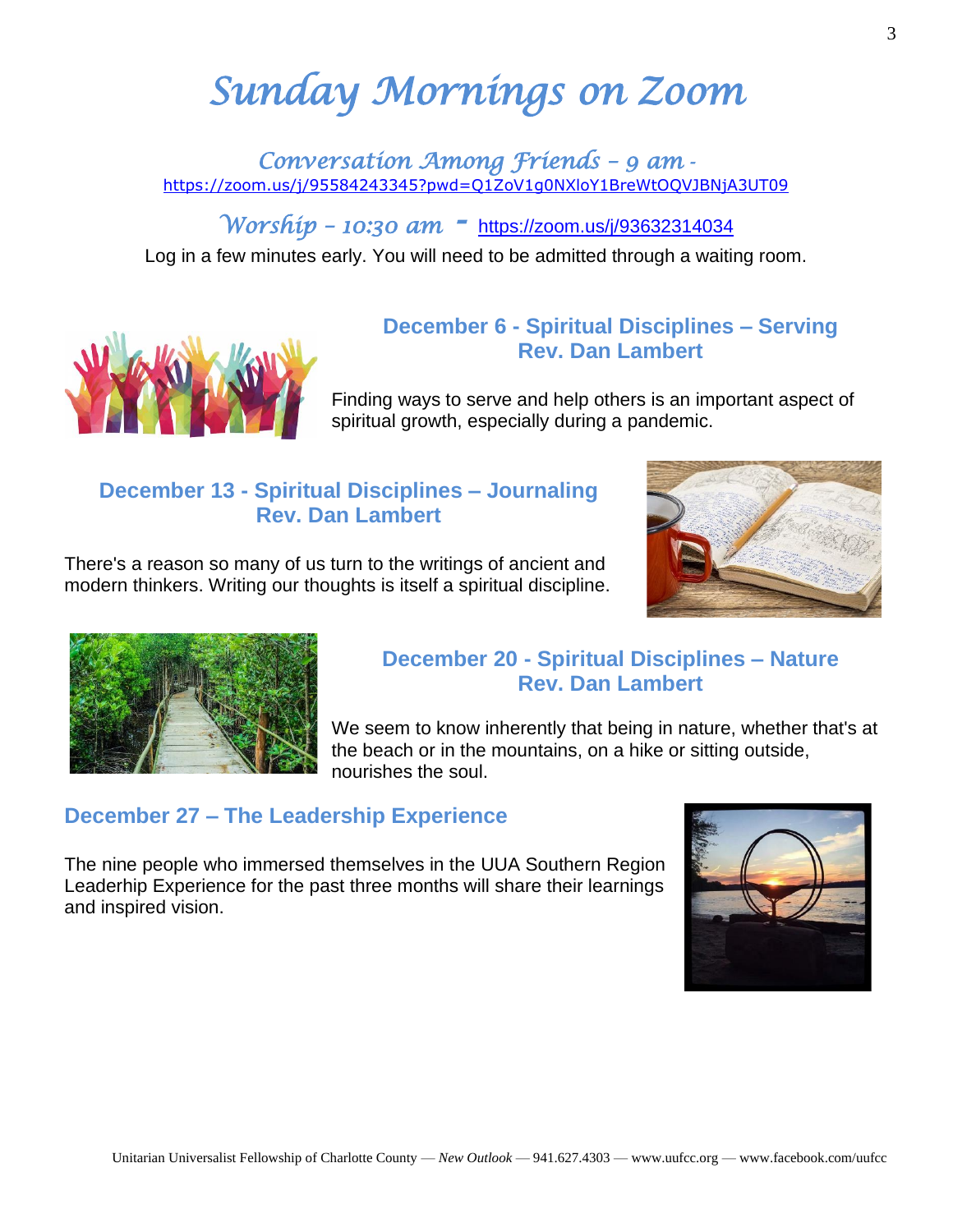# Sunday Mornings on Zoom

### *Conversation Among Friends – 9 am* - https://zoom.us/j/95584243345?pwd=Q1ZoV1g0NXloY1BreWtOQVJBNjA3UT09

### *Worship – 10:30 am* - https://zoom.us/j/93632314034

Log in a few minutes early. You will need to be admitted through a waiting room.

## December 6 - Spiritual Disciplines – Serving
**Rev. Dan Lambert**

Finding ways to serve and help others is an important aspect of spiritual growth, especially during a pandemic.

## December 13 - Spiritual Disciplines – Journaling
**Rev. Dan Lambert**

There's a reason so many of us turn to the writings of ancient and modern thinkers. Writing our thoughts is itself a spiritual discipline.

## December 20 - Spiritual Disciplines – Nature
**Rev. Dan Lambert**

We seem to know inherently that being in nature, whether that's at the beach or in the mountains, on a hike or sitting outside, nourishes the soul.

## December 27 – The Leadership Experience

The nine people who immersed themselves in the UUA Southern Region Leaderhip Experience for the past three months will share their learnings and inspired vision.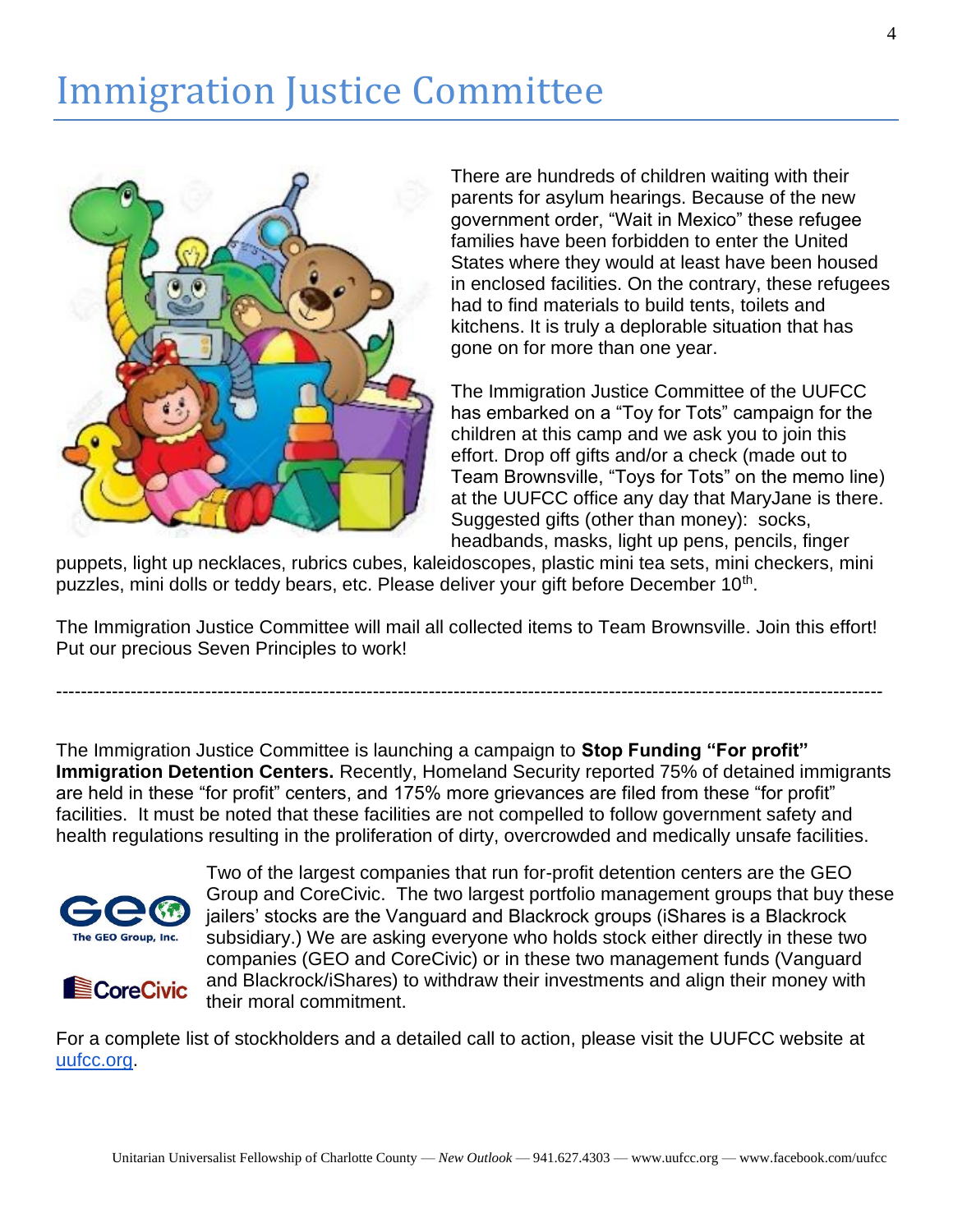# Immigration Justice Committee

There are hundreds of children waiting with their parents for asylum hearings. Because of the new government order, “Wait in Mexico” these refugee families have been forbidden to enter the United States where they would at least have been housed in enclosed facilities. On the contrary, these refugees had to find materials to build tents, toilets and kitchens. It is truly a deplorable situation that has gone on for more than one year.

The Immigration Justice Committee of the UUFCC has embarked on a “Toy for Tots” campaign for the children at this camp and we ask you to join this effort. Drop off gifts and/or a check (made out to Team Brownsville, “Toys for Tots” on the memo line) at the UUFCC office any day that MaryJane is there. Suggested gifts (other than money): socks, headbands, masks, light up pens, pencils, finger puppets, light up necklaces, rubrics cubes, kaleidoscopes, plastic mini tea sets, mini checkers, mini puzzles, mini dolls or teddy bears, etc. Please deliver your gift before December 10th.

The Immigration Justice Committee will mail all collected items to Team Brownsville. Join this effort! Put our precious Seven Principles to work!

---

The Immigration Justice Committee is launching a campaign to **Stop Funding “For profit” Immigration Detention Centers.** Recently, Homeland Security reported 75% of detained immigrants are held in these “for profit” centers, and 175% more grievances are filed from these “for profit” facilities. It must be noted that these facilities are not compelled to follow government safety and health regulations resulting in the proliferation of dirty, overcrowded and medically unsafe facilities.

Two of the largest companies that run for-profit detention centers are the GEO Group and CoreCivic. The two largest portfolio management groups that buy these jailers’ stocks are the Vanguard and Blackrock groups (iShares is a Blackrock subsidiary.) We are asking everyone who holds stock either directly in these two companies (GEO and CoreCivic) or in these two management funds (Vanguard and Blackrock/iShares) to withdraw their investments and align their money with their moral commitment.

For a complete list of stockholders and a detailed call to action, please visit the UUFCC website at [uufcc.org](http://uufcc.org).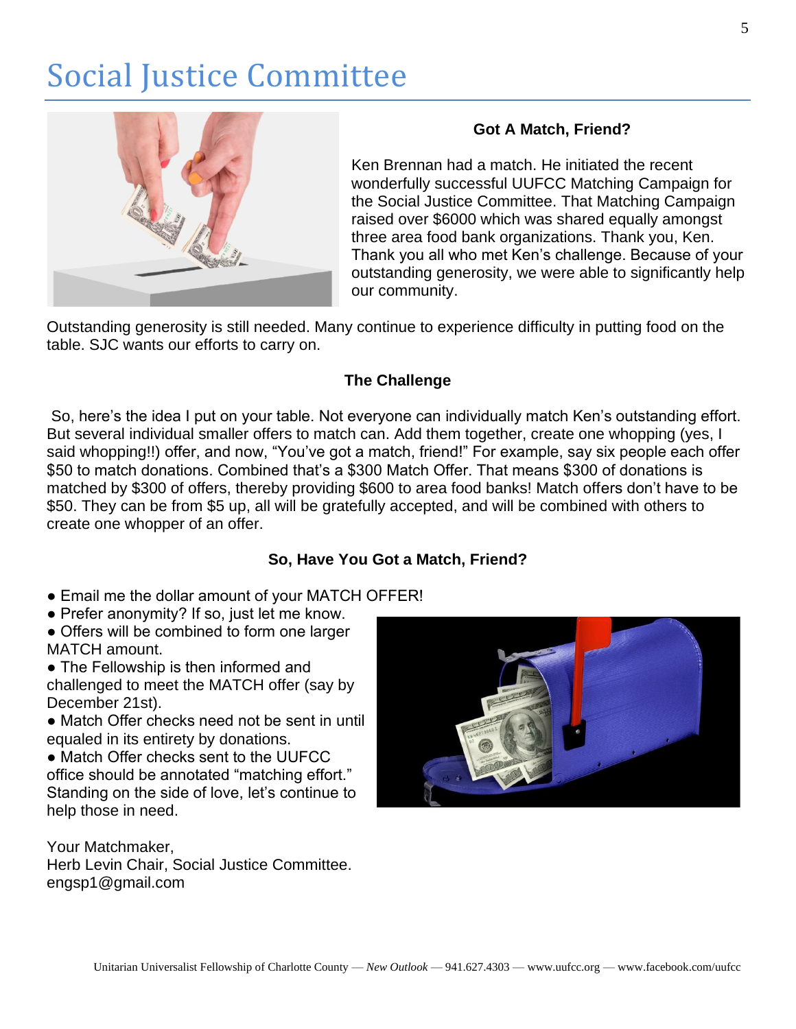# Social Justice Committee

### Got A Match, Friend?

Ken Brennan had a match. He initiated the recent wonderfully successful UUFCC Matching Campaign for the Social Justice Committee. That Matching Campaign raised over $6000 which was shared equally amongst three area food bank organizations. Thank you, Ken. Thank you all who met Ken's challenge. Because of your outstanding generosity, we were able to significantly help our community.

Outstanding generosity is still needed. Many continue to experience difficulty in putting food on the table. SJC wants our efforts to carry on.

### The Challenge

So, here's the idea I put on your table. Not everyone can individually match Ken's outstanding effort. But several individual smaller offers to match can. Add them together, create one whopping (yes, I said whopping!!) offer, and now, "You've got a match, friend!" For example, say six people each offer $50 to match donations. Combined that's a $300 Match Offer. That means $300 of donations is matched by $300 of offers, thereby providing $600 to area food banks! Match offers don't have to be $50. They can be from $5 up, all will be gratefully accepted, and will be combined with others to create one whopper of an offer.

### So, Have You Got a Match, Friend?

- Email me the dollar amount of your MATCH OFFER!
- Prefer anonymity? If so, just let me know.
- Offers will be combined to form one larger MATCH amount.
- The Fellowship is then informed and challenged to meet the MATCH offer (say by December 21st).
- Match Offer checks need not be sent in until equaled in its entirety by donations.
- Match Offer checks sent to the UUFCC office should be annotated "matching effort."

Standing on the side of love, let's continue to help those in need.

Your Matchmaker,
Herb Levin Chair, Social Justice Committee.
engsp1@gmail.com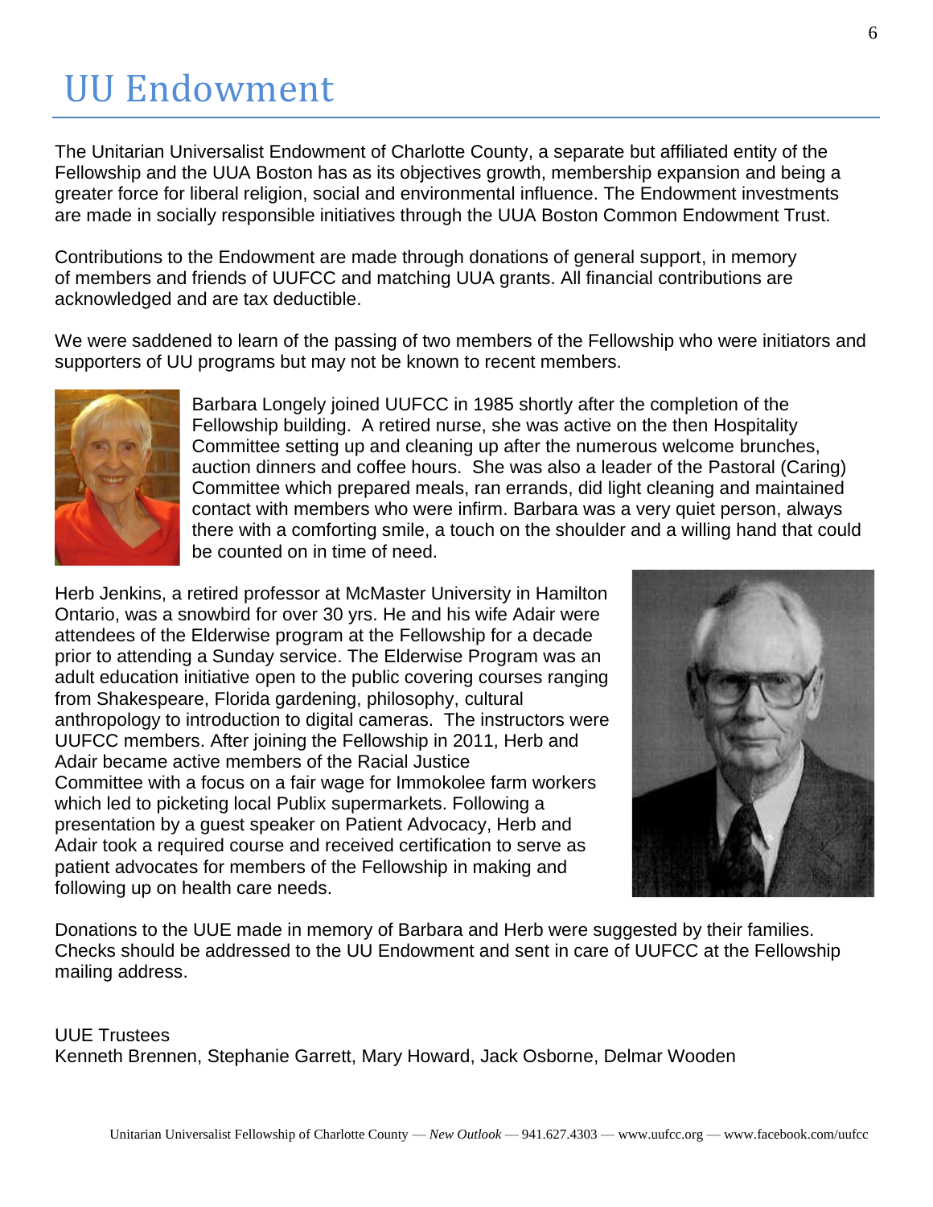# UU Endowment

The Unitarian Universalist Endowment of Charlotte County, a separate but affiliated entity of the Fellowship and the UUA Boston has as its objectives growth, membership expansion and being a greater force for liberal religion, social and environmental influence. The Endowment investments are made in socially responsible initiatives through the UUA Boston Common Endowment Trust.

Contributions to the Endowment are made through donations of general support, in memory of members and friends of UUFCC and matching UUA grants. All financial contributions are acknowledged and are tax deductible.

We were saddened to learn of the passing of two members of the Fellowship who were initiators and supporters of UU programs but may not be known to recent members.

Barbara Longely joined UUFCC in 1985 shortly after the completion of the Fellowship building. A retired nurse, she was active on the then Hospitality Committee setting up and cleaning up after the numerous welcome brunches, auction dinners and coffee hours. She was also a leader of the Pastoral (Caring) Committee which prepared meals, ran errands, did light cleaning and maintained contact with members who were infirm. Barbara was a very quiet person, always there with a comforting smile, a touch on the shoulder and a willing hand that could be counted on in time of need.

Herb Jenkins, a retired professor at McMaster University in Hamilton Ontario, was a snowbird for over 30 yrs. He and his wife Adair were attendees of the Elderwise program at the Fellowship for a decade prior to attending a Sunday service. The Elderwise Program was an adult education initiative open to the public covering courses ranging from Shakespeare, Florida gardening, philosophy, cultural anthropology to introduction to digital cameras. The instructors were UUFCC members. After joining the Fellowship in 2011, Herb and Adair became active members of the Racial Justice Committee with a focus on a fair wage for Immokolee farm workers which led to picketing local Publix supermarkets. Following a presentation by a guest speaker on Patient Advocacy, Herb and Adair took a required course and received certification to serve as patient advocates for members of the Fellowship in making and following up on health care needs.

Donations to the UUE made in memory of Barbara and Herb were suggested by their families. Checks should be addressed to the UU Endowment and sent in care of UUFCC at the Fellowship mailing address.

UUE Trustees
Kenneth Brennen, Stephanie Garrett, Mary Howard, Jack Osborne, Delmar Wooden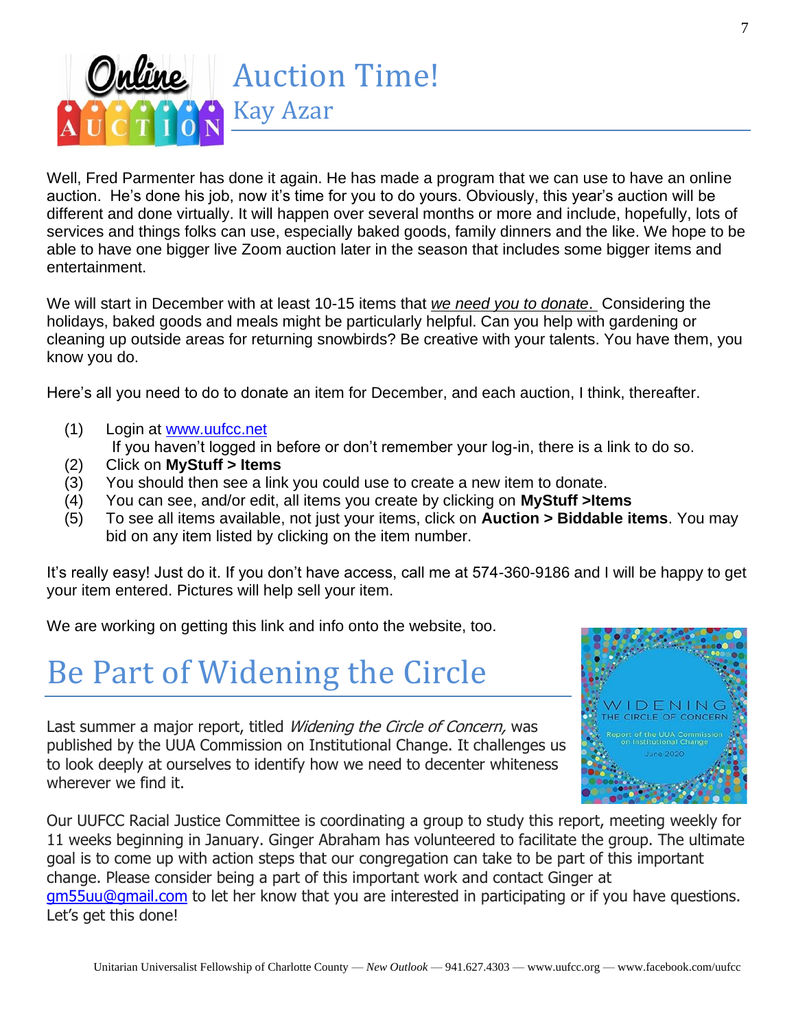# Auction Time!

## Kay Azar

Well, Fred Parmenter has done it again. He has made a program that we can use to have an online auction. He's done his job, now it's time for you to do yours. Obviously, this year's auction will be different and done virtually. It will happen over several months or more and include, hopefully, lots of services and things folks can use, especially baked goods, family dinners and the like. We hope to be able to have one bigger live Zoom auction later in the season that includes some bigger items and entertainment.

We will start in December with at least 10-15 items that *we need you to donate*. Considering the holidays, baked goods and meals might be particularly helpful. Can you help with gardening or cleaning up outside areas for returning snowbirds? Be creative with your talents. You have them, you know you do.

Here's all you need to do to donate an item for December, and each auction, I think, thereafter.

(1) Login at www.uufcc.net
If you haven't logged in before or don't remember your log-in, there is a link to do so.
(2) Click on **MyStuff > Items**
(3) You should then see a link you could use to create a new item to donate.
(4) You can see, and/or edit, all items you create by clicking on **MyStuff >Items**
(5) To see all items available, not just your items, click on **Auction > Biddable items**. You may bid on any item listed by clicking on the item number.

It's really easy! Just do it. If you don't have access, call me at 574-360-9186 and I will be happy to get your item entered. Pictures will help sell your item.

We are working on getting this link and info onto the website, too.

# Be Part of Widening the Circle

Last summer a major report, titled *Widening the Circle of Concern,* was published by the UUA Commission on Institutional Change. It challenges us to look deeply at ourselves to identify how we need to decenter whiteness wherever we find it.

Our UUFCC Racial Justice Committee is coordinating a group to study this report, meeting weekly for 11 weeks beginning in January. Ginger Abraham has volunteered to facilitate the group. The ultimate goal is to come up with action steps that our congregation can take to be part of this important change. Please consider being a part of this important work and contact Ginger at gm55uu@gmail.com to let her know that you are interested in participating or if you have questions. Let's get this done!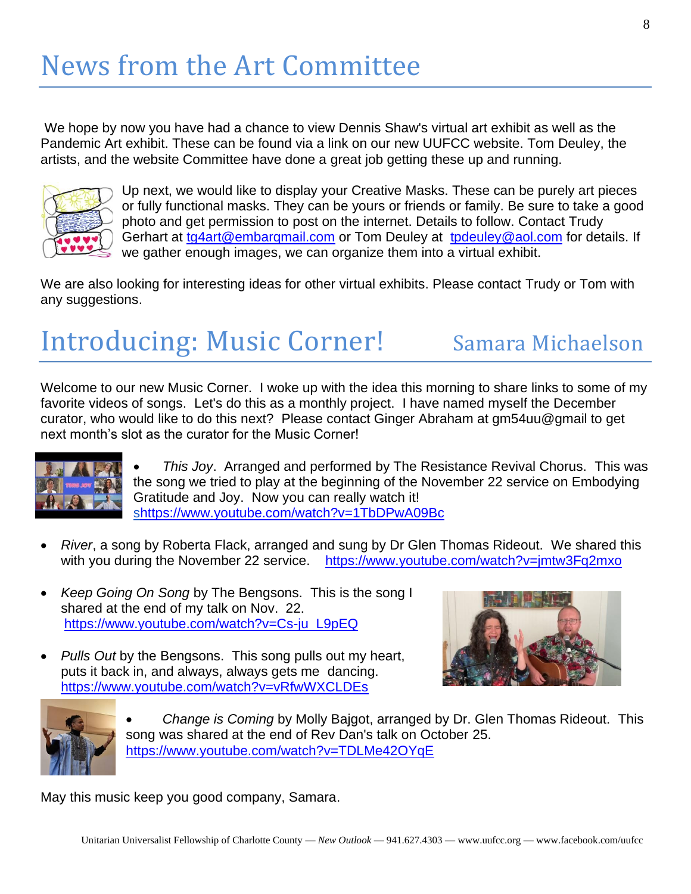# News from the Art Committee

We hope by now you have had a chance to view Dennis Shaw's virtual art exhibit as well as the Pandemic Art exhibit. These can be found via a link on our new UUFCC website. Tom Deuley, the artists, and the website Committee have done a great job getting these up and running.

Up next, we would like to display your Creative Masks. These can be purely art pieces or fully functional masks. They can be yours or friends or family. Be sure to take a good photo and get permission to post on the internet. Details to follow. Contact Trudy Gerhart at tg4art@embarqmail.com or Tom Deuley at tpdeuley@aol.com for details. If we gather enough images, we can organize them into a virtual exhibit.

We are also looking for interesting ideas for other virtual exhibits. Please contact Trudy or Tom with any suggestions.

# Introducing: Music Corner! Samara Michaelson

Welcome to our new Music Corner. I woke up with the idea this morning to share links to some of my favorite videos of songs. Let's do this as a monthly project. I have named myself the December curator, who would like to do this next? Please contact Ginger Abraham at gm54uu@gmail to get next month's slot as the curator for the Music Corner!

- *This Joy*. Arranged and performed by The Resistance Revival Chorus. This was the song we tried to play at the beginning of the November 22 service on Embodying Gratitude and Joy. Now you can really watch it! shttps://www.youtube.com/watch?v=1TbDPwA09Bc

- *River*, a song by Roberta Flack, arranged and sung by Dr Glen Thomas Rideout. We shared this with you during the November 22 service. https://www.youtube.com/watch?v=jmtw3Fq2mxo

- *Keep Going On Song* by The Bengsons. This is the song I shared at the end of my talk on Nov. 22. https://www.youtube.com/watch?v=Cs-ju_L9pEQ

- *Pulls Out* by the Bengsons. This song pulls out my heart, puts it back in, and always, always gets me dancing. https://www.youtube.com/watch?v=vRfwWXCLDEs

- *Change is Coming* by Molly Bajgot, arranged by Dr. Glen Thomas Rideout. This song was shared at the end of Rev Dan's talk on October 25. https://www.youtube.com/watch?v=TDLMe42OYqE

May this music keep you good company, Samara.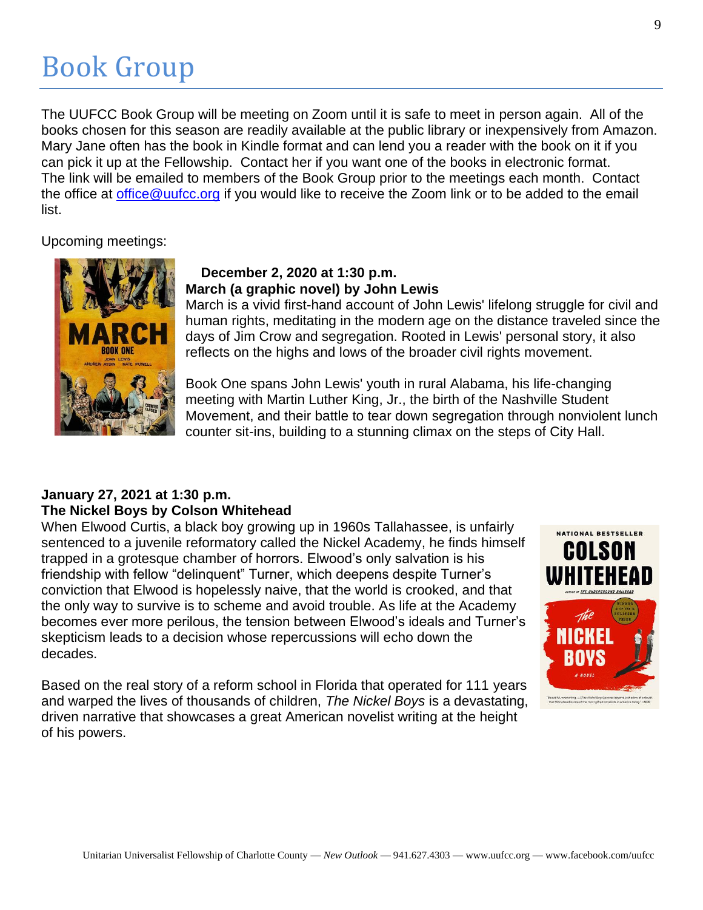# Book Group

The UUFCC Book Group will be meeting on Zoom until it is safe to meet in person again. All of the books chosen for this season are readily available at the public library or inexpensively from Amazon. Mary Jane often has the book in Kindle format and can lend you a reader with the book on it if you can pick it up at the Fellowship. Contact her if you want one of the books in electronic format. The link will be emailed to members of the Book Group prior to the meetings each month. Contact the office at office@uufcc.org if you would like to receive the Zoom link or to be added to the email list.

Upcoming meetings:

**December 2, 2020 at 1:30 p.m.**
**March (a graphic novel) by John Lewis**
March is a vivid first-hand account of John Lewis' lifelong struggle for civil and human rights, meditating in the modern age on the distance traveled since the days of Jim Crow and segregation. Rooted in Lewis' personal story, it also reflects on the highs and lows of the broader civil rights movement.

Book One spans John Lewis' youth in rural Alabama, his life-changing meeting with Martin Luther King, Jr., the birth of the Nashville Student Movement, and their battle to tear down segregation through nonviolent lunch counter sit-ins, building to a stunning climax on the steps of City Hall.

**January 27, 2021 at 1:30 p.m.**
**The Nickel Boys by Colson Whitehead**
When Elwood Curtis, a black boy growing up in 1960s Tallahassee, is unfairly sentenced to a juvenile reformatory called the Nickel Academy, he finds himself trapped in a grotesque chamber of horrors. Elwood's only salvation is his friendship with fellow "delinquent" Turner, which deepens despite Turner's conviction that Elwood is hopelessly naive, that the world is crooked, and that the only way to survive is to scheme and avoid trouble. As life at the Academy becomes ever more perilous, the tension between Elwood's ideals and Turner's skepticism leads to a decision whose repercussions will echo down the decades.

Based on the real story of a reform school in Florida that operated for 111 years and warped the lives of thousands of children, *The Nickel Boys* is a devastating, driven narrative that showcases a great American novelist writing at the height of his powers.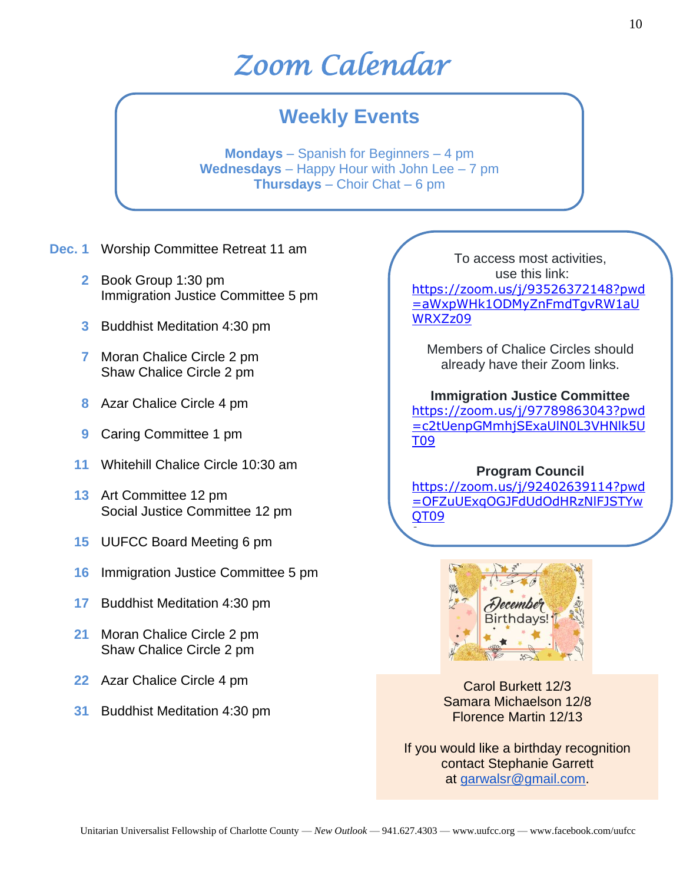# Zoom Calendar

## Weekly Events

**Mondays** – Spanish for Beginners – 4 pm
**Wednesdays** – Happy Hour with John Lee – 7 pm
**Thursdays** – Choir Chat – 6 pm

**Dec. 1** Worship Committee Retreat 11 am

**2** Book Group 1:30 pm
Immigration Justice Committee 5 pm

**3** Buddhist Meditation 4:30 pm

**7** Moran Chalice Circle 2 pm
Shaw Chalice Circle 2 pm

**8** Azar Chalice Circle 4 pm

**9** Caring Committee 1 pm

**11** Whitehill Chalice Circle 10:30 am

**13** Art Committee 12 pm
Social Justice Committee 12 pm

**15** UUFCC Board Meeting 6 pm

**16** Immigration Justice Committee 5 pm

**17** Buddhist Meditation 4:30 pm

**21** Moran Chalice Circle 2 pm
Shaw Chalice Circle 2 pm

**22** Azar Chalice Circle 4 pm

**31** Buddhist Meditation 4:30 pm

To access most activities, use this link:
https://zoom.us/j/93526372148?pwd=aWxpWHk1ODMyZnFmdTgvRW1aUWRXZz09

Members of Chalice Circles should already have their Zoom links.

**Immigration Justice Committee**
https://zoom.us/j/97789863043?pwd=c2tUenpGMmhjSExaUlN0L3VHNlk5UT09

**Program Council**
https://zoom.us/j/92402639114?pwd=OFZuUExqOGJFdUdOdHRzNlFJSTYwQT09

December Birthdays!

Carol Burkett 12/3
Samara Michaelson 12/8
Florence Martin 12/13

If you would like a birthday recognition contact Stephanie Garrett at garwalsr@gmail.com.